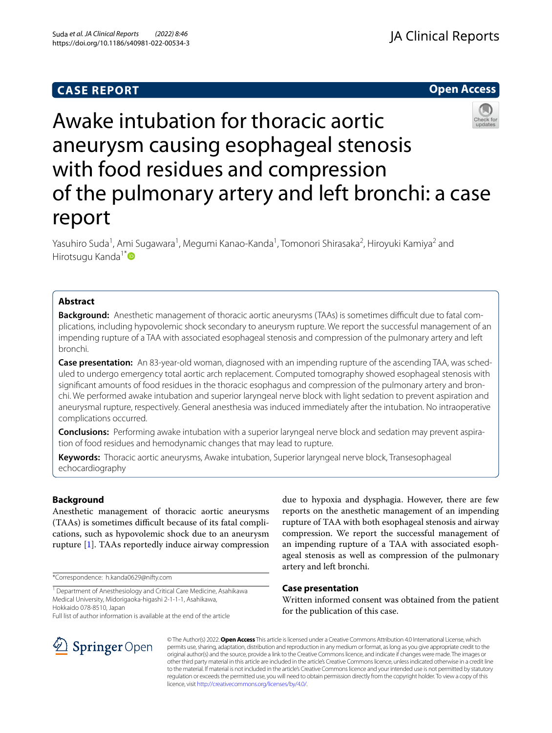CASE REPORT

Open Access

# Awake intubation for thoracic aortic aneurysm causing esophageal stenosis with food residues and compression of the pulmonary artery and left bronchi: a case report

Yasuhiro Suda[1], Ami Sugawara[1], Megumi Kanao-Kanda[1], Tomonori Shirasaka[2], Hiroyuki Kamiya[2] and Hirotsugu Kanda[1*]

## Abstract

**Background:** Anesthetic management of thoracic aortic aneurysms (TAAs) is sometimes difficult due to fatal complications, including hypovolemic shock secondary to aneurysm rupture. We report the successful management of an impending rupture of a TAA with associated esophageal stenosis and compression of the pulmonary artery and left bronchi.

**Case presentation:** An 83-year-old woman, diagnosed with an impending rupture of the ascending TAA, was scheduled to undergo emergency total aortic arch replacement. Computed tomography showed esophageal stenosis with significant amounts of food residues in the thoracic esophagus and compression of the pulmonary artery and bronchi. We performed awake intubation and superior laryngeal nerve block with light sedation to prevent aspiration and aneurysmal rupture, respectively. General anesthesia was induced immediately after the intubation. No intraoperative complications occurred.

**Conclusions:** Performing awake intubation with a superior laryngeal nerve block and sedation may prevent aspiration of food residues and hemodynamic changes that may lead to rupture.

**Keywords:** Thoracic aortic aneurysms, Awake intubation, Superior laryngeal nerve block, Transesophageal echocardiography

## Background

Anesthetic management of thoracic aortic aneurysms (TAAs) is sometimes difficult because of its fatal complications, such as hypovolemic shock due to an aneurysm rupture [1]. TAAs reportedly induce airway compression due to hypoxia and dysphagia. However, there are few reports on the anesthetic management of an impending rupture of TAA with both esophageal stenosis and airway compression. We report the successful management of an impending rupture of a TAA with associated esophageal stenosis as well as compression of the pulmonary artery and left bronchi.

## Case presentation

Written informed consent was obtained from the patient for the publication of this case.

*Correspondence: h.kanda0629@nifty.com

[1] Department of Anesthesiology and Critical Care Medicine, Asahikawa Medical University, Midorigaoka-higashi 2-1-1-1, Asahikawa, Hokkaido 078-8510, Japan

Full list of author information is available at the end of the article

© The Author(s) 2022. **Open Access** This article is licensed under a Creative Commons Attribution 4.0 International License, which permits use, sharing, adaptation, distribution and reproduction in any medium or format, as long as you give appropriate credit to the original author(s) and the source, provide a link to the Creative Commons licence, and indicate if changes were made. The images or other third party material in this article are included in the article's Creative Commons licence, unless indicated otherwise in a credit line to the material. If material is not included in the article's Creative Commons licence and your intended use is not permitted by statutory regulation or exceeds the permitted use, you will need to obtain permission directly from the copyright holder. To view a copy of this licence, visit http://creativecommons.org/licenses/by/4.0/.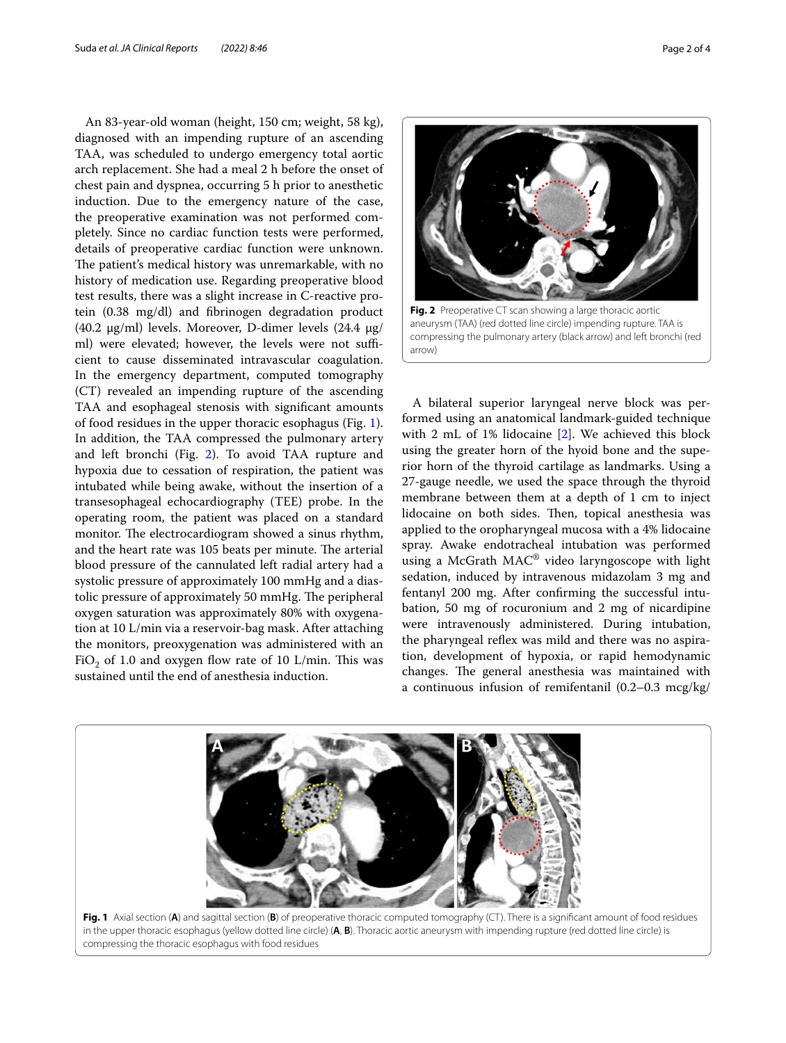An 83-year-old woman (height, 150 cm; weight, 58 kg), diagnosed with an impending rupture of an ascending TAA, was scheduled to undergo emergency total aortic arch replacement. She had a meal 2 h before the onset of chest pain and dyspnea, occurring 5 h prior to anesthetic induction. Due to the emergency nature of the case, the preoperative examination was not performed completely. Since no cardiac function tests were performed, details of preoperative cardiac function were unknown. The patient's medical history was unremarkable, with no history of medication use. Regarding preoperative blood test results, there was a slight increase in C-reactive protein (0.38 mg/dl) and fibrinogen degradation product (40.2 μg/ml) levels. Moreover, D-dimer levels (24.4 μg/ml) were elevated; however, the levels were not sufficient to cause disseminated intravascular coagulation. In the emergency department, computed tomography (CT) revealed an impending rupture of the ascending TAA and esophageal stenosis with significant amounts of food residues in the upper thoracic esophagus (Fig. 1). In addition, the TAA compressed the pulmonary artery and left bronchi (Fig. 2). To avoid TAA rupture and hypoxia due to cessation of respiration, the patient was intubated while being awake, without the insertion of a transesophageal echocardiography (TEE) probe. In the operating room, the patient was placed on a standard monitor. The electrocardiogram showed a sinus rhythm, and the heart rate was 105 beats per minute. The arterial blood pressure of the cannulated left radial artery had a systolic pressure of approximately 100 mmHg and a diastolic pressure of approximately 50 mmHg. The peripheral oxygen saturation was approximately 80% with oxygenation at 10 L/min via a reservoir-bag mask. After attaching the monitors, preoxygenation was administered with an $FiO_2$ of 1.0 and oxygen flow rate of 10 L/min. This was sustained until the end of anesthesia induction.

**Fig. 2** Preoperative CT scan showing a large thoracic aortic aneurysm (TAA) (red dotted line circle) impending rupture. TAA is compressing the pulmonary artery (black arrow) and left bronchi (red arrow)

A bilateral superior laryngeal nerve block was performed using an anatomical landmark-guided technique with 2 mL of 1% lidocaine [2]. We achieved this block using the greater horn of the hyoid bone and the superior horn of the thyroid cartilage as landmarks. Using a 27-gauge needle, we used the space through the thyroid membrane between them at a depth of 1 cm to inject lidocaine on both sides. Then, topical anesthesia was applied to the oropharyngeal mucosa with a 4% lidocaine spray. Awake endotracheal intubation was performed using a McGrath MAC® video laryngoscope with light sedation, induced by intravenous midazolam 3 mg and fentanyl 200 mg. After confirming the successful intubation, 50 mg of rocuronium and 2 mg of nicardipine were intravenously administered. During intubation, the pharyngeal reflex was mild and there was no aspiration, development of hypoxia, or rapid hemodynamic changes. The general anesthesia was maintained with a continuous infusion of remifentanil (0.2–0.3 mcg/kg/

**Fig. 1** Axial section (**A**) and sagittal section (**B**) of preoperative thoracic computed tomography (CT). There is a significant amount of food residues in the upper thoracic esophagus (yellow dotted line circle) (**A**, **B**). Thoracic aortic aneurysm with impending rupture (red dotted line circle) is compressing the thoracic esophagus with food residues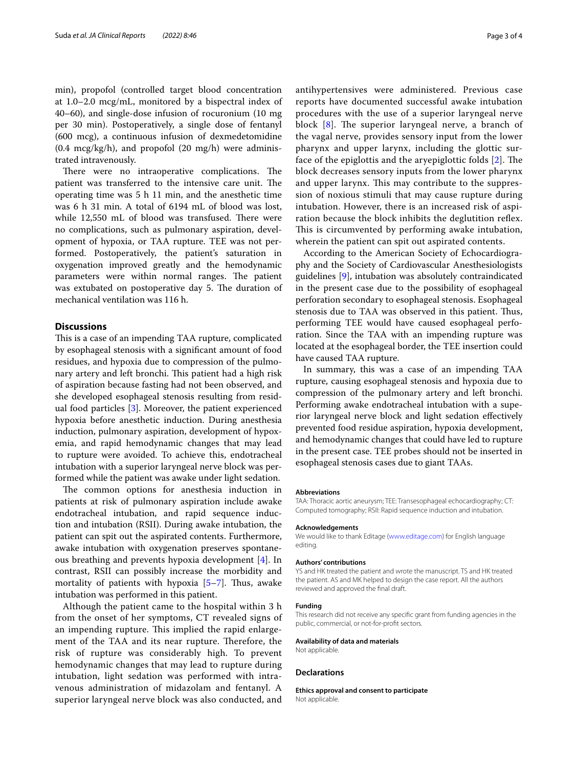min), propofol (controlled target blood concentration at 1.0–2.0 mcg/mL, monitored by a bispectral index of 40–60), and single-dose infusion of rocuronium (10 mg per 30 min). Postoperatively, a single dose of fentanyl (600 mcg), a continuous infusion of dexmedetomidine (0.4 mcg/kg/h), and propofol (20 mg/h) were administrated intravenously.

There were no intraoperative complications. The patient was transferred to the intensive care unit. The operating time was 5 h 11 min, and the anesthetic time was 6 h 31 min. A total of 6194 mL of blood was lost, while 12,550 mL of blood was transfused. There were no complications, such as pulmonary aspiration, development of hypoxia, or TAA rupture. TEE was not performed. Postoperatively, the patient's saturation in oxygenation improved greatly and the hemodynamic parameters were within normal ranges. The patient was extubated on postoperative day 5. The duration of mechanical ventilation was 116 h.

## Discussions

This is a case of an impending TAA rupture, complicated by esophageal stenosis with a significant amount of food residues, and hypoxia due to compression of the pulmonary artery and left bronchi. This patient had a high risk of aspiration because fasting had not been observed, and she developed esophageal stenosis resulting from residual food particles [3]. Moreover, the patient experienced hypoxia before anesthetic induction. During anesthesia induction, pulmonary aspiration, development of hypoxemia, and rapid hemodynamic changes that may lead to rupture were avoided. To achieve this, endotracheal intubation with a superior laryngeal nerve block was performed while the patient was awake under light sedation.

The common options for anesthesia induction in patients at risk of pulmonary aspiration include awake endotracheal intubation, and rapid sequence induction and intubation (RSII). During awake intubation, the patient can spit out the aspirated contents. Furthermore, awake intubation with oxygenation preserves spontaneous breathing and prevents hypoxia development [4]. In contrast, RSII can possibly increase the morbidity and mortality of patients with hypoxia [5–7]. Thus, awake intubation was performed in this patient.

Although the patient came to the hospital within 3 h from the onset of her symptoms, CT revealed signs of an impending rupture. This implied the rapid enlargement of the TAA and its near rupture. Therefore, the risk of rupture was considerably high. To prevent hemodynamic changes that may lead to rupture during intubation, light sedation was performed with intravenous administration of midazolam and fentanyl. A superior laryngeal nerve block was also conducted, and antihypertensives were administered. Previous case reports have documented successful awake intubation procedures with the use of a superior laryngeal nerve block [8]. The superior laryngeal nerve, a branch of the vagal nerve, provides sensory input from the lower pharynx and upper larynx, including the glottic surface of the epiglottis and the aryepiglottic folds [2]. The block decreases sensory inputs from the lower pharynx and upper larynx. This may contribute to the suppression of noxious stimuli that may cause rupture during intubation. However, there is an increased risk of aspiration because the block inhibits the deglutition reflex. This is circumvented by performing awake intubation, wherein the patient can spit out aspirated contents.

According to the American Society of Echocardiography and the Society of Cardiovascular Anesthesiologists guidelines [9], intubation was absolutely contraindicated in the present case due to the possibility of esophageal perforation secondary to esophageal stenosis. Esophageal stenosis due to TAA was observed in this patient. Thus, performing TEE would have caused esophageal perforation. Since the TAA with an impending rupture was located at the esophageal border, the TEE insertion could have caused TAA rupture.

In summary, this was a case of an impending TAA rupture, causing esophageal stenosis and hypoxia due to compression of the pulmonary artery and left bronchi. Performing awake endotracheal intubation with a superior laryngeal nerve block and light sedation effectively prevented food residue aspiration, hypoxia development, and hemodynamic changes that could have led to rupture in the present case. TEE probes should not be inserted in esophageal stenosis cases due to giant TAAs.

#### Abbreviations

TAA: Thoracic aortic aneurysm; TEE: Transesophageal echocardiography; CT: Computed tomography; RSII: Rapid sequence induction and intubation.

#### Acknowledgements

We would like to thank Editage (www.editage.com) for English language editing.

#### Authors' contributions

YS and HK treated the patient and wrote the manuscript. TS and HK treated the patient. AS and MK helped to design the case report. All the authors reviewed and approved the final draft.

#### Funding

This research did not receive any specific grant from funding agencies in the public, commercial, or not-for-profit sectors.

#### Availability of data and materials

Not applicable.

### Declarations

#### Ethics approval and consent to participate

Not applicable.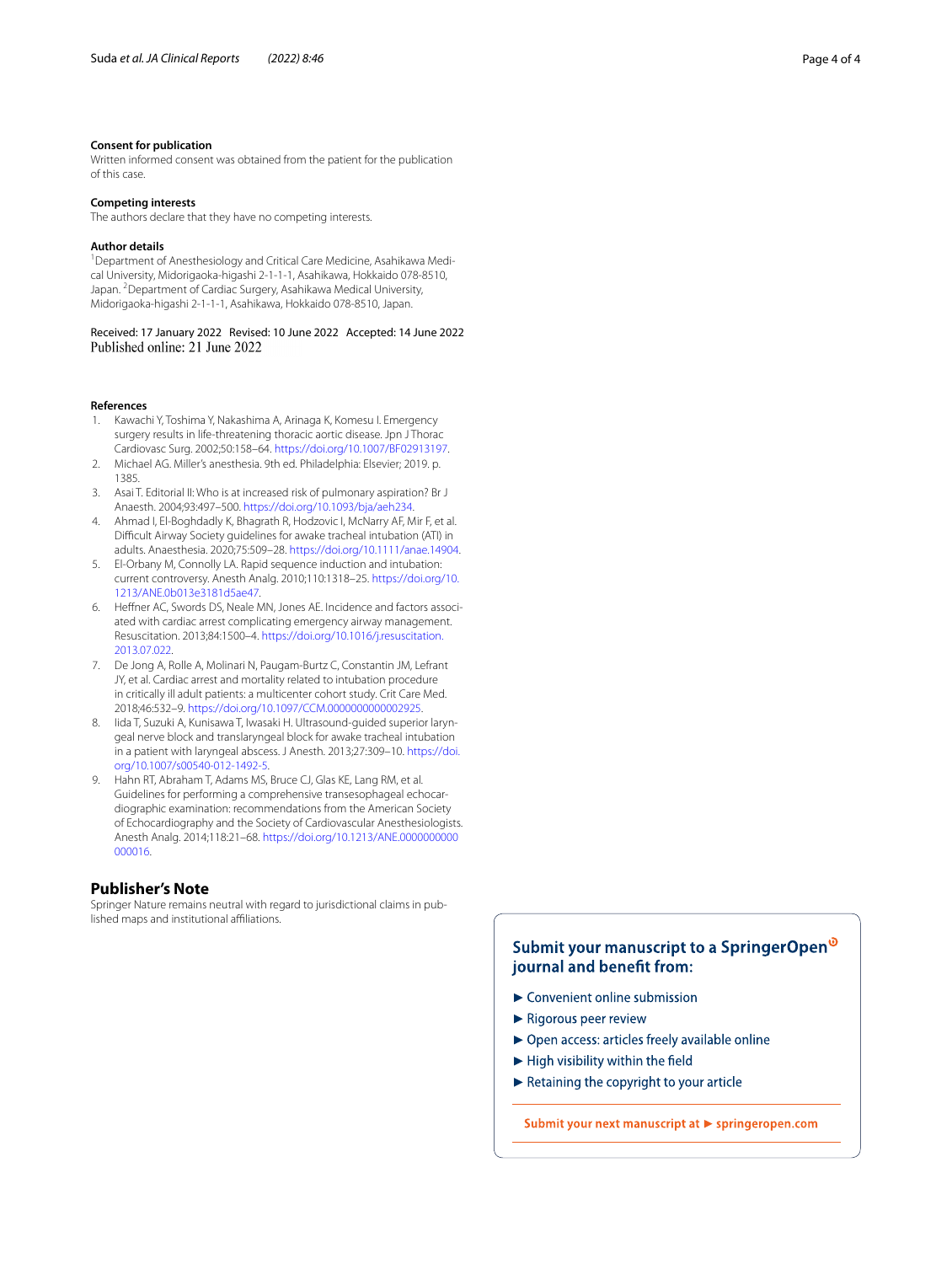### Consent for publication

Written informed consent was obtained from the patient for the publication of this case.

### Competing interests

The authors declare that they have no competing interests.

### Author details

[1]Department of Anesthesiology and Critical Care Medicine, Asahikawa Medical University, Midorigaoka-higashi 2-1-1-1, Asahikawa, Hokkaido 078-8510, Japan. [2]Department of Cardiac Surgery, Asahikawa Medical University, Midorigaoka-higashi 2-1-1-1, Asahikawa, Hokkaido 078-8510, Japan.

Received: 17 January 2022 Revised: 10 June 2022 Accepted: 14 June 2022
Published online: 21 June 2022

### References

1. Kawachi Y, Toshima Y, Nakashima A, Arinaga K, Komesu I. Emergency surgery results in life-threatening thoracic aortic disease. Jpn J Thorac Cardiovasc Surg. 2002;50:158–64. https://doi.org/10.1007/BF02913197.
2. Michael AG. Miller's anesthesia. 9th ed. Philadelphia: Elsevier; 2019. p. 1385.
3. Asai T. Editorial II: Who is at increased risk of pulmonary aspiration? Br J Anaesth. 2004;93:497–500. https://doi.org/10.1093/bja/aeh234.
4. Ahmad I, El-Boghdadly K, Bhagrath R, Hodzovic I, McNarry AF, Mir F, et al. Difficult Airway Society guidelines for awake tracheal intubation (ATI) in adults. Anaesthesia. 2020;75:509–28. https://doi.org/10.1111/anae.14904.
5. El-Orbany M, Connolly LA. Rapid sequence induction and intubation: current controversy. Anesth Analg. 2010;110:1318–25. https://doi.org/10.1213/ANE.0b013e3181d5ae47.
6. Heffner AC, Swords DS, Neale MN, Jones AE. Incidence and factors associated with cardiac arrest complicating emergency airway management. Resuscitation. 2013;84:1500–4. https://doi.org/10.1016/j.resuscitation.2013.07.022.
7. De Jong A, Rolle A, Molinari N, Paugam-Burtz C, Constantin JM, Lefrant JY, et al. Cardiac arrest and mortality related to intubation procedure in critically ill adult patients: a multicenter cohort study. Crit Care Med. 2018;46:532–9. https://doi.org/10.1097/CCM.0000000000002925.
8. Iida T, Suzuki A, Kunisawa T, Iwasaki H. Ultrasound-guided superior laryngeal nerve block and translaryngeal block for awake tracheal intubation in a patient with laryngeal abscess. J Anesth. 2013;27:309–10. https://doi.org/10.1007/s00540-012-1492-5.
9. Hahn RT, Abraham T, Adams MS, Bruce CJ, Glas KE, Lang RM, et al. Guidelines for performing a comprehensive transesophageal echocardiographic examination: recommendations from the American Society of Echocardiography and the Society of Cardiovascular Anesthesiologists. Anesth Analg. 2014;118:21–68. https://doi.org/10.1213/ANE.0000000000000016.

## Publisher's Note

Springer Nature remains neutral with regard to jurisdictional claims in published maps and institutional affiliations.

**Submit your manuscript to a SpringerOpen journal and benefit from:**

- Convenient online submission
- Rigorous peer review
- Open access: articles freely available online
- High visibility within the field
- Retaining the copyright to your article

**Submit your next manuscript at ► springeropen.com**